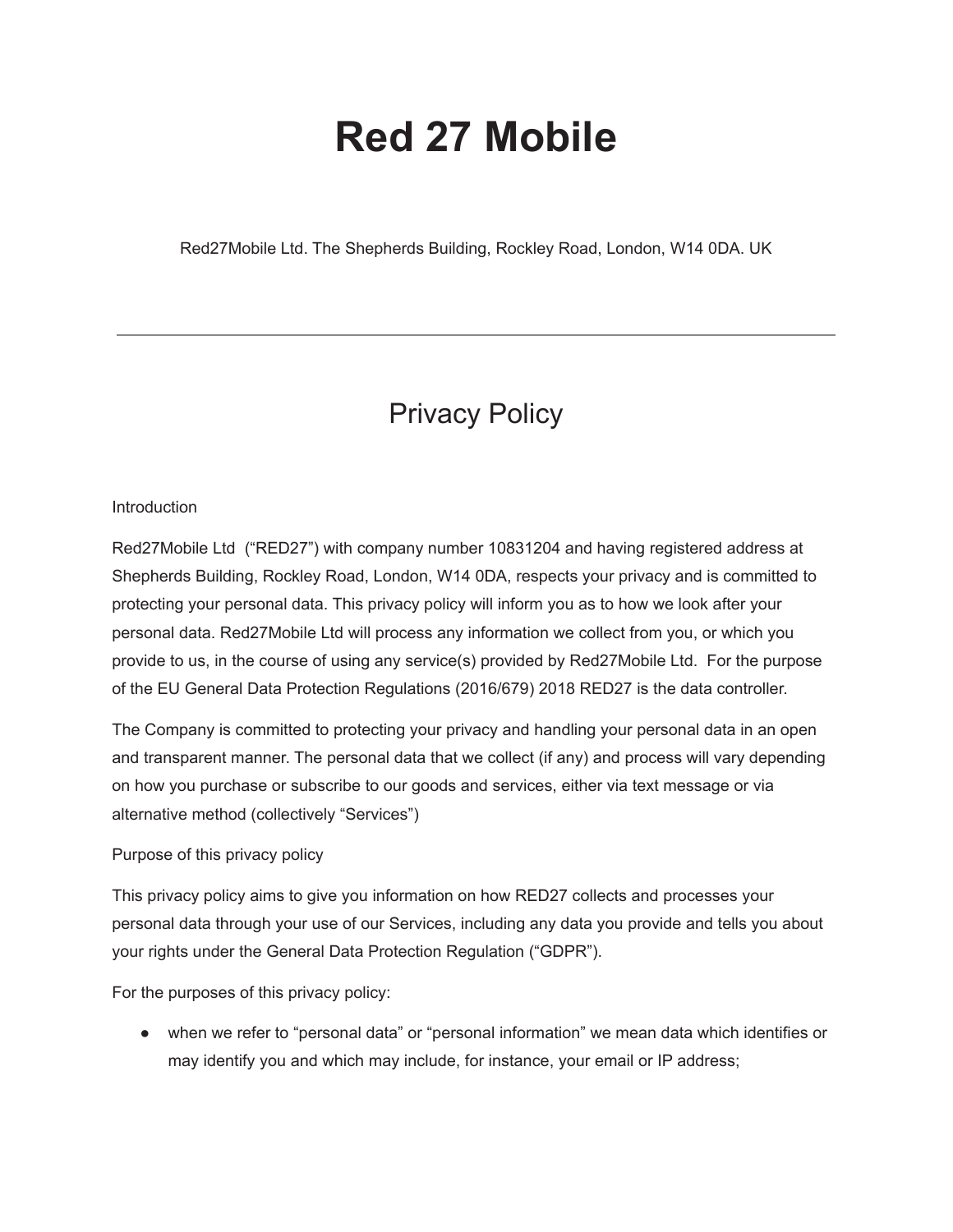# Red 27 Mobile

Red27Mobile Ltd. The Shepherds Building, Rockley Road, London, W14 0DA. UK

---

## Privacy Policy

Introduction

Red27Mobile Ltd ("RED27") with company number 10831204 and having registered address at Shepherds Building, Rockley Road, London, W14 0DA, respects your privacy and is committed to protecting your personal data. This privacy policy will inform you as to how we look after your personal data. Red27Mobile Ltd will process any information we collect from you, or which you provide to us, in the course of using any service(s) provided by Red27Mobile Ltd. For the purpose of the EU General Data Protection Regulations (2016/679) 2018 RED27 is the data controller.

The Company is committed to protecting your privacy and handling your personal data in an open and transparent manner. The personal data that we collect (if any) and process will vary depending on how you purchase or subscribe to our goods and services, either via text message or via alternative method (collectively "Services")

Purpose of this privacy policy

This privacy policy aims to give you information on how RED27 collects and processes your personal data through your use of our Services, including any data you provide and tells you about your rights under the General Data Protection Regulation ("GDPR").

For the purposes of this privacy policy:

- when we refer to "personal data" or "personal information" we mean data which identifies or may identify you and which may include, for instance, your email or IP address;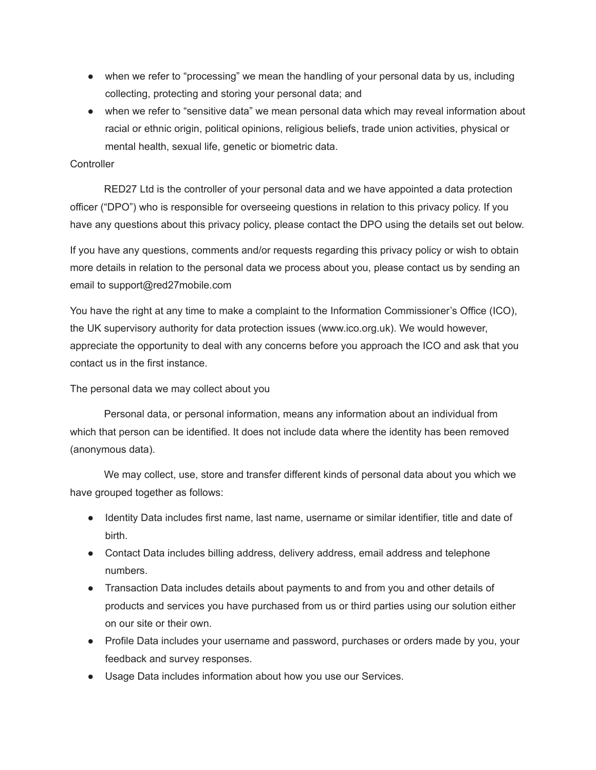- when we refer to “processing” we mean the handling of your personal data by us, including collecting, protecting and storing your personal data; and
- when we refer to “sensitive data” we mean personal data which may reveal information about racial or ethnic origin, political opinions, religious beliefs, trade union activities, physical or mental health, sexual life, genetic or biometric data.

Controller

RED27 Ltd is the controller of your personal data and we have appointed a data protection officer (“DPO”) who is responsible for overseeing questions in relation to this privacy policy. If you have any questions about this privacy policy, please contact the DPO using the details set out below.

If you have any questions, comments and/or requests regarding this privacy policy or wish to obtain more details in relation to the personal data we process about you, please contact us by sending an email to support@red27mobile.com

You have the right at any time to make a complaint to the Information Commissioner’s Office (ICO), the UK supervisory authority for data protection issues (www.ico.org.uk). We would however, appreciate the opportunity to deal with any concerns before you approach the ICO and ask that you contact us in the first instance.

The personal data we may collect about you

Personal data, or personal information, means any information about an individual from which that person can be identified. It does not include data where the identity has been removed (anonymous data).

We may collect, use, store and transfer different kinds of personal data about you which we have grouped together as follows:

- Identity Data includes first name, last name, username or similar identifier, title and date of birth.
- Contact Data includes billing address, delivery address, email address and telephone numbers.
- Transaction Data includes details about payments to and from you and other details of products and services you have purchased from us or third parties using our solution either on our site or their own.
- Profile Data includes your username and password, purchases or orders made by you, your feedback and survey responses.
- Usage Data includes information about how you use our Services.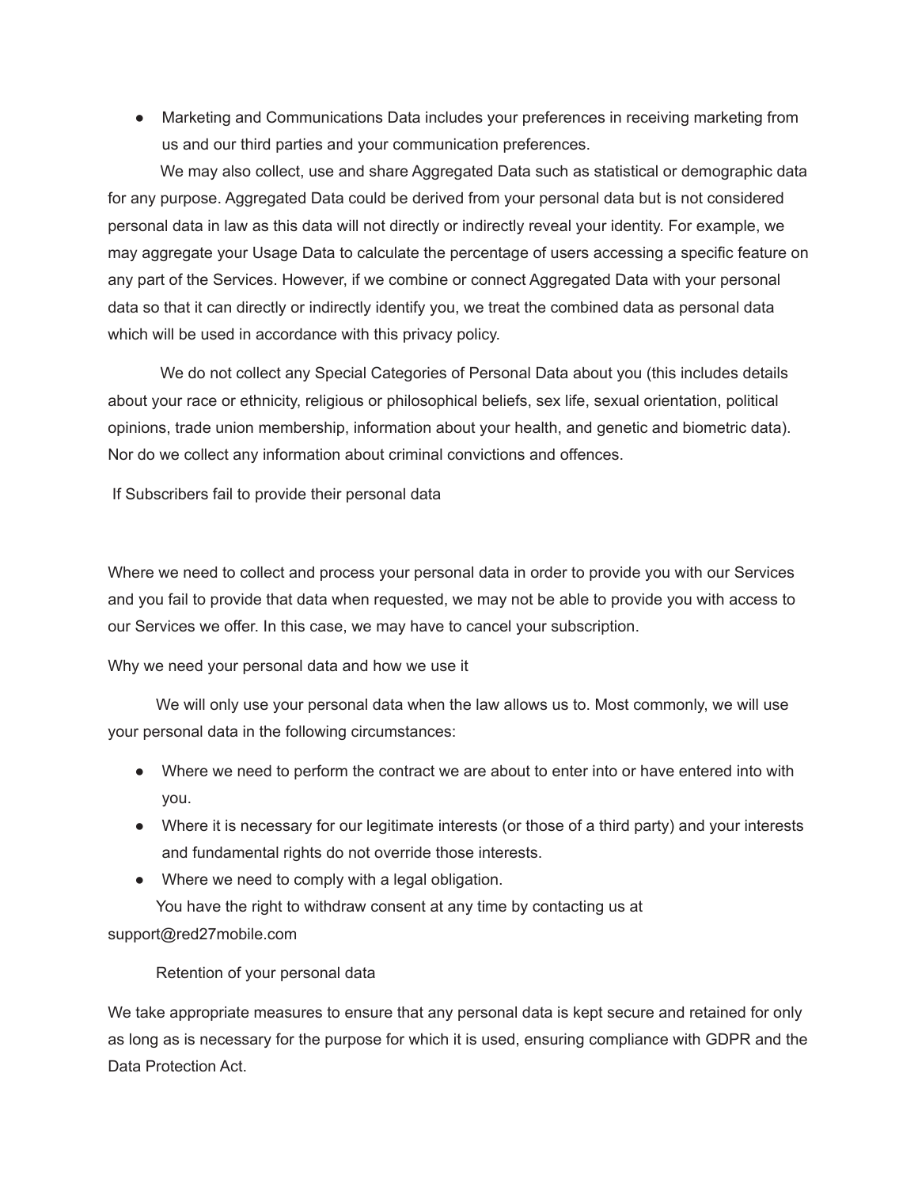- Marketing and Communications Data includes your preferences in receiving marketing from us and our third parties and your communication preferences.

We may also collect, use and share Aggregated Data such as statistical or demographic data for any purpose. Aggregated Data could be derived from your personal data but is not considered personal data in law as this data will not directly or indirectly reveal your identity. For example, we may aggregate your Usage Data to calculate the percentage of users accessing a specific feature on any part of the Services. However, if we combine or connect Aggregated Data with your personal data so that it can directly or indirectly identify you, we treat the combined data as personal data which will be used in accordance with this privacy policy.

We do not collect any Special Categories of Personal Data about you (this includes details about your race or ethnicity, religious or philosophical beliefs, sex life, sexual orientation, political opinions, trade union membership, information about your health, and genetic and biometric data). Nor do we collect any information about criminal convictions and offences.

If Subscribers fail to provide their personal data

Where we need to collect and process your personal data in order to provide you with our Services and you fail to provide that data when requested, we may not be able to provide you with access to our Services we offer. In this case, we may have to cancel your subscription.

Why we need your personal data and how we use it

We will only use your personal data when the law allows us to. Most commonly, we will use your personal data in the following circumstances:

- Where we need to perform the contract we are about to enter into or have entered into with you.
- Where it is necessary for our legitimate interests (or those of a third party) and your interests and fundamental rights do not override those interests.
- Where we need to comply with a legal obligation.

You have the right to withdraw consent at any time by contacting us at support@red27mobile.com

Retention of your personal data

We take appropriate measures to ensure that any personal data is kept secure and retained for only as long as is necessary for the purpose for which it is used, ensuring compliance with GDPR and the Data Protection Act.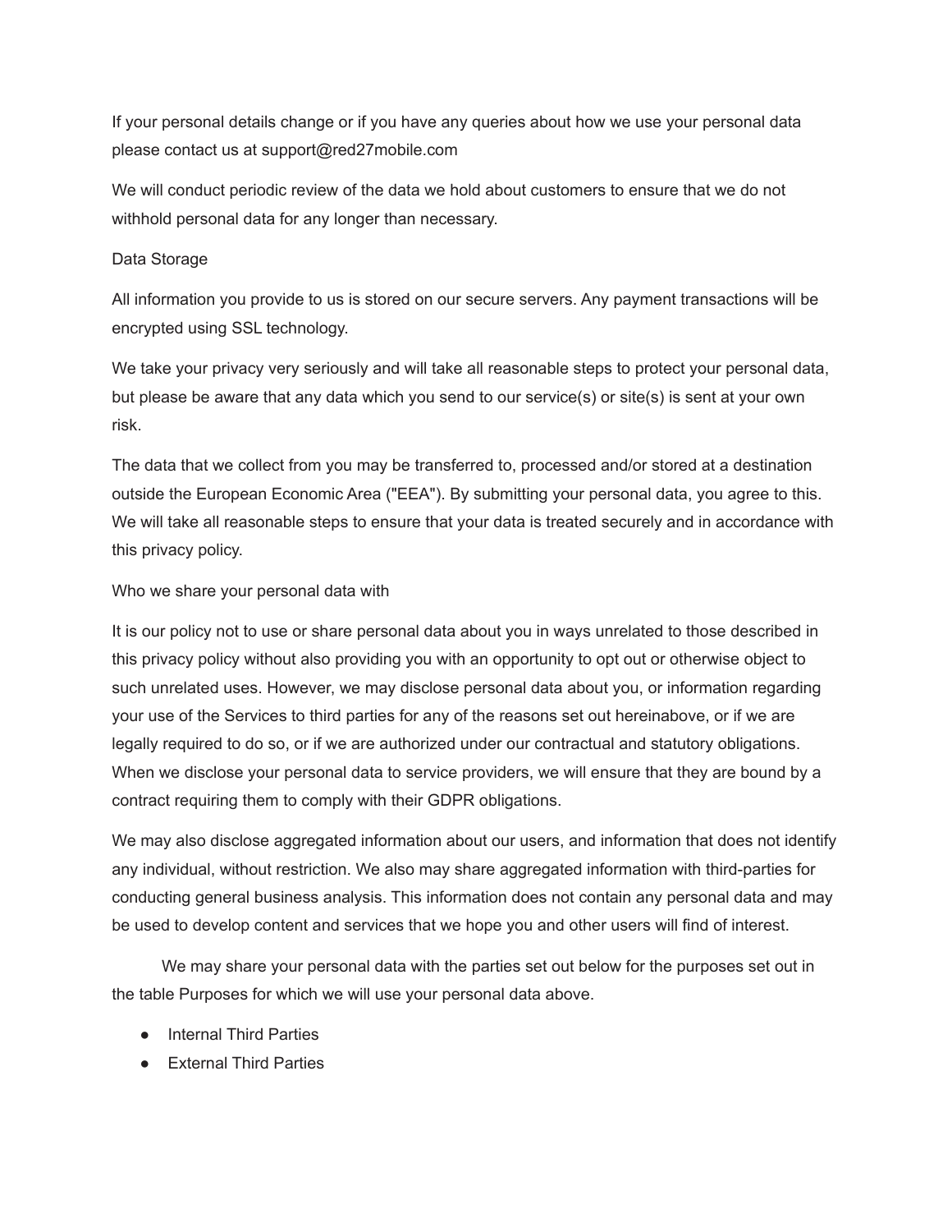If your personal details change or if you have any queries about how we use your personal data please contact us at support@red27mobile.com

We will conduct periodic review of the data we hold about customers to ensure that we do not withhold personal data for any longer than necessary.

## Data Storage

All information you provide to us is stored on our secure servers. Any payment transactions will be encrypted using SSL technology.

We take your privacy very seriously and will take all reasonable steps to protect your personal data, but please be aware that any data which you send to our service(s) or site(s) is sent at your own risk.

The data that we collect from you may be transferred to, processed and/or stored at a destination outside the European Economic Area ("EEA"). By submitting your personal data, you agree to this. We will take all reasonable steps to ensure that your data is treated securely and in accordance with this privacy policy.

## Who we share your personal data with

It is our policy not to use or share personal data about you in ways unrelated to those described in this privacy policy without also providing you with an opportunity to opt out or otherwise object to such unrelated uses. However, we may disclose personal data about you, or information regarding your use of the Services to third parties for any of the reasons set out hereinabove, or if we are legally required to do so, or if we are authorized under our contractual and statutory obligations. When we disclose your personal data to service providers, we will ensure that they are bound by a contract requiring them to comply with their GDPR obligations.

We may also disclose aggregated information about our users, and information that does not identify any individual, without restriction. We also may share aggregated information with third-parties for conducting general business analysis. This information does not contain any personal data and may be used to develop content and services that we hope you and other users will find of interest.

We may share your personal data with the parties set out below for the purposes set out in the table Purposes for which we will use your personal data above.

- Internal Third Parties
- External Third Parties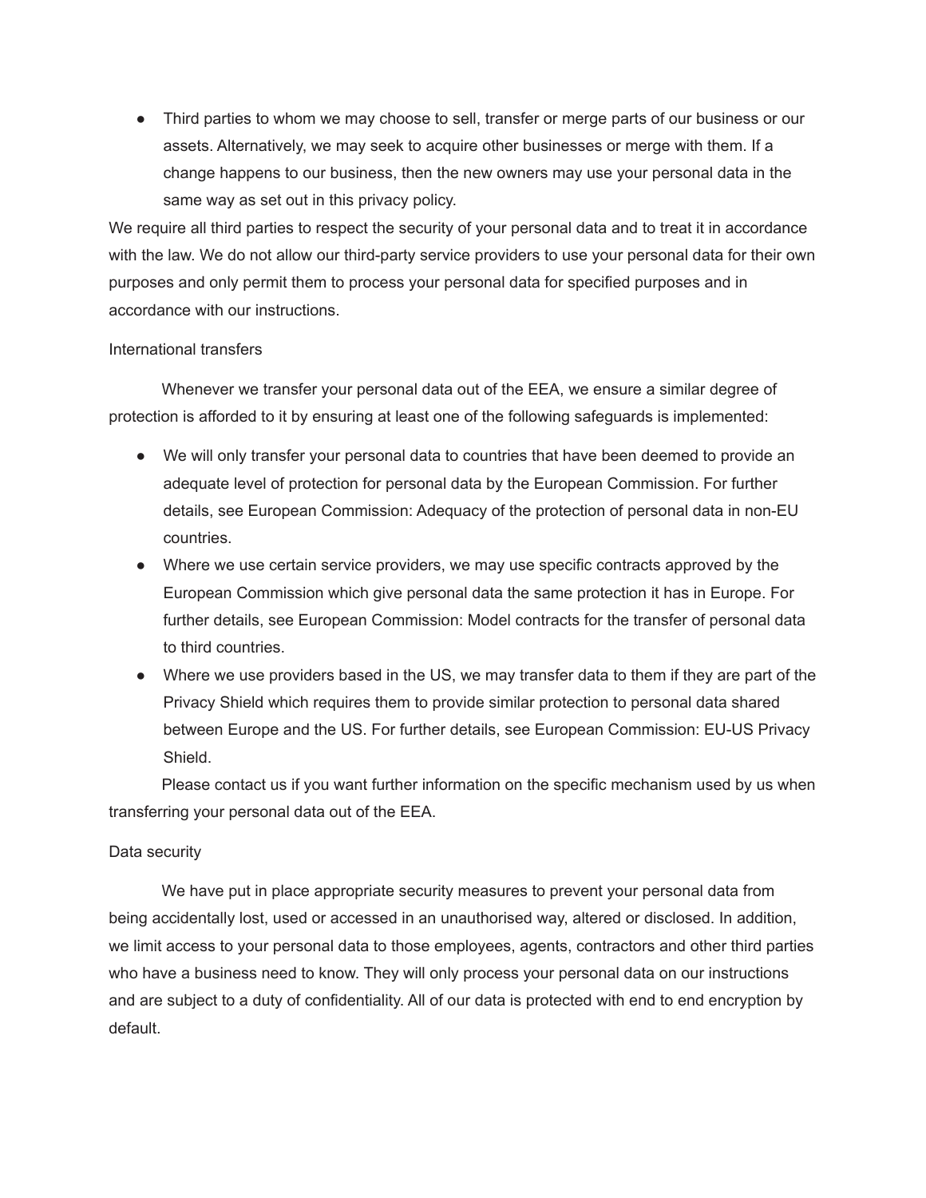- Third parties to whom we may choose to sell, transfer or merge parts of our business or our assets. Alternatively, we may seek to acquire other businesses or merge with them. If a change happens to our business, then the new owners may use your personal data in the same way as set out in this privacy policy.

We require all third parties to respect the security of your personal data and to treat it in accordance with the law. We do not allow our third-party service providers to use your personal data for their own purposes and only permit them to process your personal data for specified purposes and in accordance with our instructions.

## International transfers

Whenever we transfer your personal data out of the EEA, we ensure a similar degree of protection is afforded to it by ensuring at least one of the following safeguards is implemented:

- We will only transfer your personal data to countries that have been deemed to provide an adequate level of protection for personal data by the European Commission. For further details, see European Commission: Adequacy of the protection of personal data in non-EU countries.
- Where we use certain service providers, we may use specific contracts approved by the European Commission which give personal data the same protection it has in Europe. For further details, see European Commission: Model contracts for the transfer of personal data to third countries.
- Where we use providers based in the US, we may transfer data to them if they are part of the Privacy Shield which requires them to provide similar protection to personal data shared between Europe and the US. For further details, see European Commission: EU-US Privacy Shield.

Please contact us if you want further information on the specific mechanism used by us when transferring your personal data out of the EEA.

## Data security

We have put in place appropriate security measures to prevent your personal data from being accidentally lost, used or accessed in an unauthorised way, altered or disclosed. In addition, we limit access to your personal data to those employees, agents, contractors and other third parties who have a business need to know. They will only process your personal data on our instructions and are subject to a duty of confidentiality. All of our data is protected with end to end encryption by default.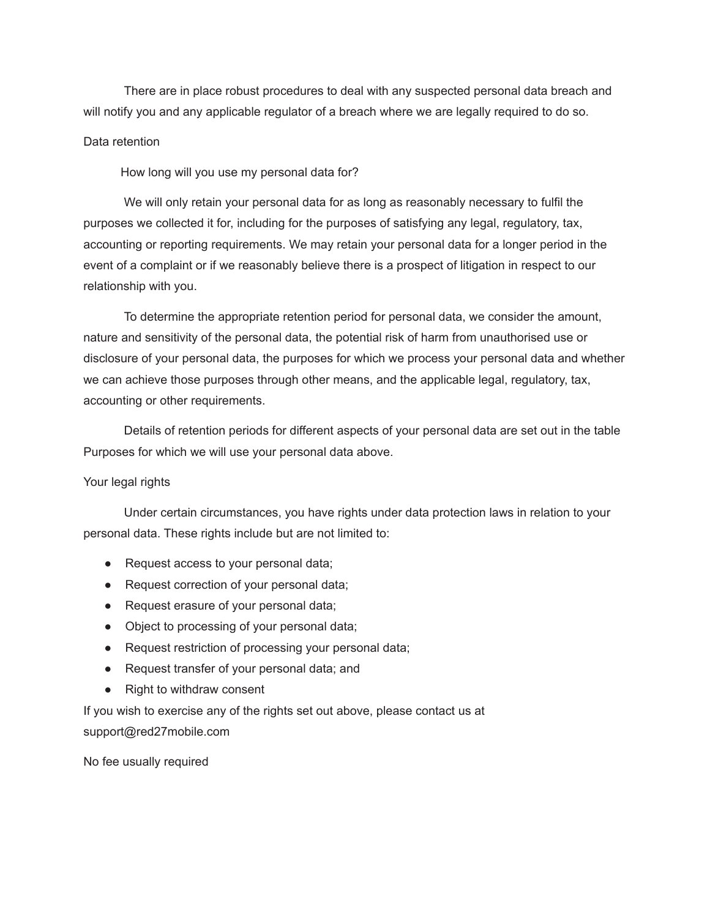There are in place robust procedures to deal with any suspected personal data breach and will notify you and any applicable regulator of a breach where we are legally required to do so.

## Data retention

### How long will you use my personal data for?

We will only retain your personal data for as long as reasonably necessary to fulfil the purposes we collected it for, including for the purposes of satisfying any legal, regulatory, tax, accounting or reporting requirements. We may retain your personal data for a longer period in the event of a complaint or if we reasonably believe there is a prospect of litigation in respect to our relationship with you.

To determine the appropriate retention period for personal data, we consider the amount, nature and sensitivity of the personal data, the potential risk of harm from unauthorised use or disclosure of your personal data, the purposes for which we process your personal data and whether we can achieve those purposes through other means, and the applicable legal, regulatory, tax, accounting or other requirements.

Details of retention periods for different aspects of your personal data are set out in the table Purposes for which we will use your personal data above.

## Your legal rights

Under certain circumstances, you have rights under data protection laws in relation to your personal data. These rights include but are not limited to:

- Request access to your personal data;
- Request correction of your personal data;
- Request erasure of your personal data;
- Object to processing of your personal data;
- Request restriction of processing your personal data;
- Request transfer of your personal data; and
- Right to withdraw consent

If you wish to exercise any of the rights set out above, please contact us at support@red27mobile.com

### No fee usually required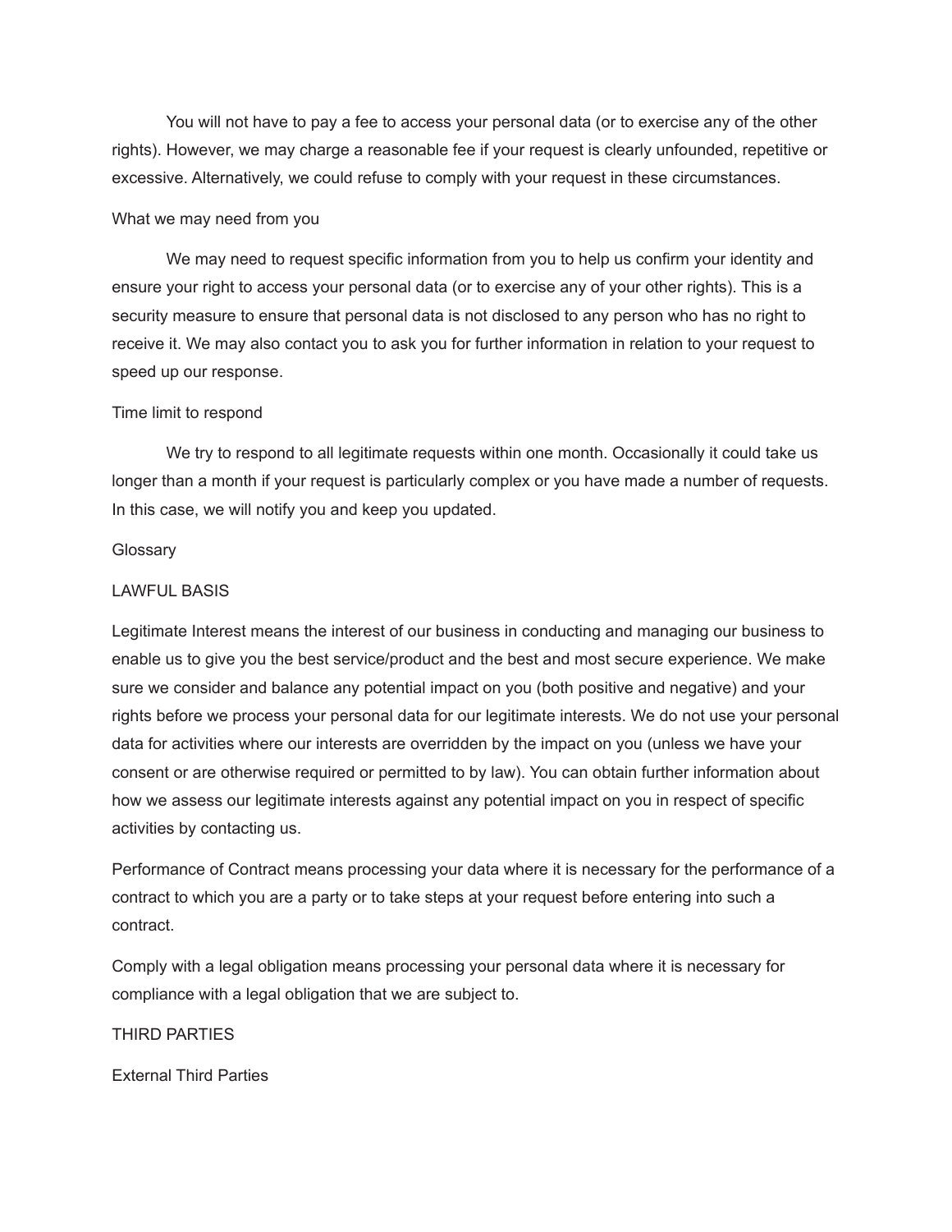You will not have to pay a fee to access your personal data (or to exercise any of the other rights). However, we may charge a reasonable fee if your request is clearly unfounded, repetitive or excessive. Alternatively, we could refuse to comply with your request in these circumstances.

### What we may need from you

We may need to request specific information from you to help us confirm your identity and ensure your right to access your personal data (or to exercise any of your other rights). This is a security measure to ensure that personal data is not disclosed to any person who has no right to receive it. We may also contact you to ask you for further information in relation to your request to speed up our response.

### Time limit to respond

We try to respond to all legitimate requests within one month. Occasionally it could take us longer than a month if your request is particularly complex or you have made a number of requests. In this case, we will notify you and keep you updated.

## Glossary

### LAWFUL BASIS

Legitimate Interest means the interest of our business in conducting and managing our business to enable us to give you the best service/product and the best and most secure experience. We make sure we consider and balance any potential impact on you (both positive and negative) and your rights before we process your personal data for our legitimate interests. We do not use your personal data for activities where our interests are overridden by the impact on you (unless we have your consent or are otherwise required or permitted to by law). You can obtain further information about how we assess our legitimate interests against any potential impact on you in respect of specific activities by contacting us.

Performance of Contract means processing your data where it is necessary for the performance of a contract to which you are a party or to take steps at your request before entering into such a contract.

Comply with a legal obligation means processing your personal data where it is necessary for compliance with a legal obligation that we are subject to.

### THIRD PARTIES

External Third Parties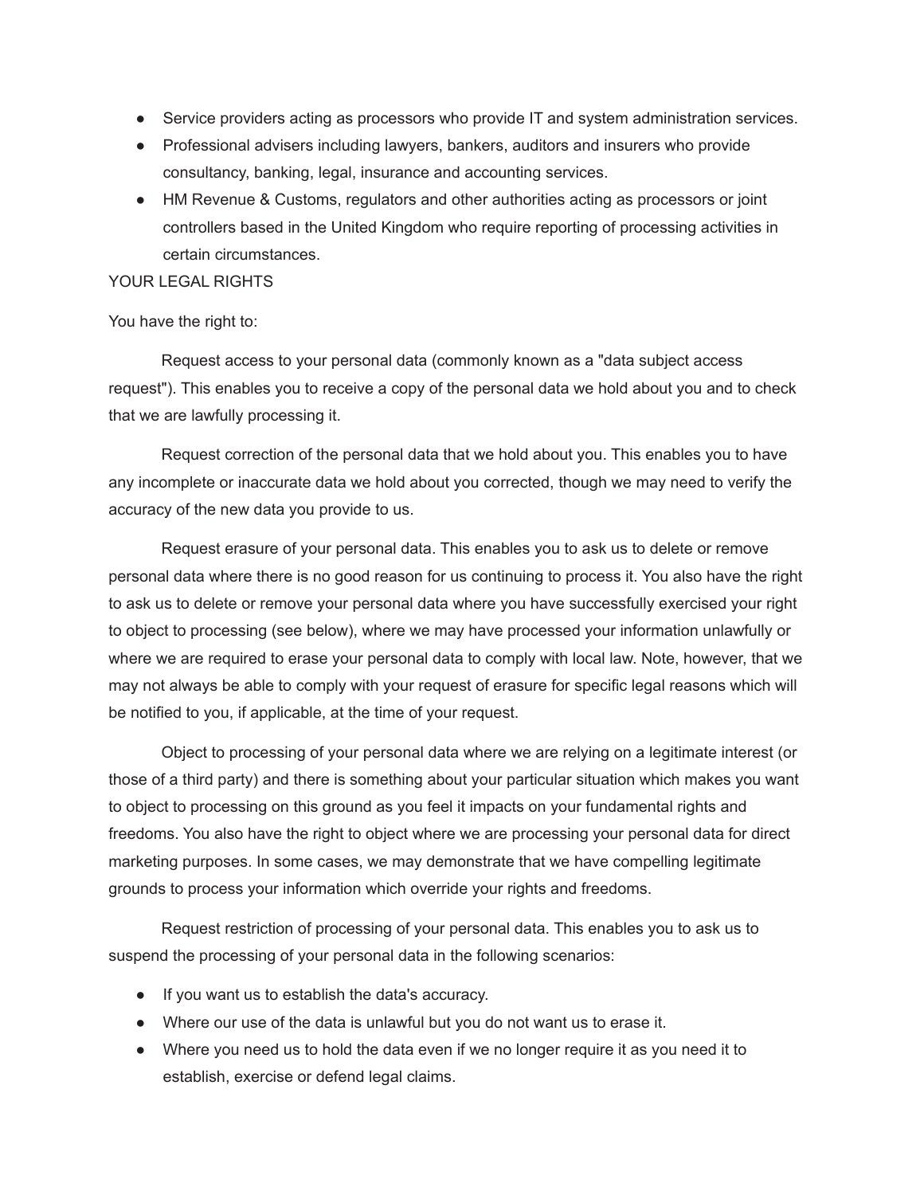- Service providers acting as processors who provide IT and system administration services.
- Professional advisers including lawyers, bankers, auditors and insurers who provide consultancy, banking, legal, insurance and accounting services.
- HM Revenue & Customs, regulators and other authorities acting as processors or joint controllers based in the United Kingdom who require reporting of processing activities in certain circumstances.

## YOUR LEGAL RIGHTS

You have the right to:

Request access to your personal data (commonly known as a "data subject access request"). This enables you to receive a copy of the personal data we hold about you and to check that we are lawfully processing it.

Request correction of the personal data that we hold about you. This enables you to have any incomplete or inaccurate data we hold about you corrected, though we may need to verify the accuracy of the new data you provide to us.

Request erasure of your personal data. This enables you to ask us to delete or remove personal data where there is no good reason for us continuing to process it. You also have the right to ask us to delete or remove your personal data where you have successfully exercised your right to object to processing (see below), where we may have processed your information unlawfully or where we are required to erase your personal data to comply with local law. Note, however, that we may not always be able to comply with your request of erasure for specific legal reasons which will be notified to you, if applicable, at the time of your request.

Object to processing of your personal data where we are relying on a legitimate interest (or those of a third party) and there is something about your particular situation which makes you want to object to processing on this ground as you feel it impacts on your fundamental rights and freedoms. You also have the right to object where we are processing your personal data for direct marketing purposes. In some cases, we may demonstrate that we have compelling legitimate grounds to process your information which override your rights and freedoms.

Request restriction of processing of your personal data. This enables you to ask us to suspend the processing of your personal data in the following scenarios:

- If you want us to establish the data's accuracy.
- Where our use of the data is unlawful but you do not want us to erase it.
- Where you need us to hold the data even if we no longer require it as you need it to establish, exercise or defend legal claims.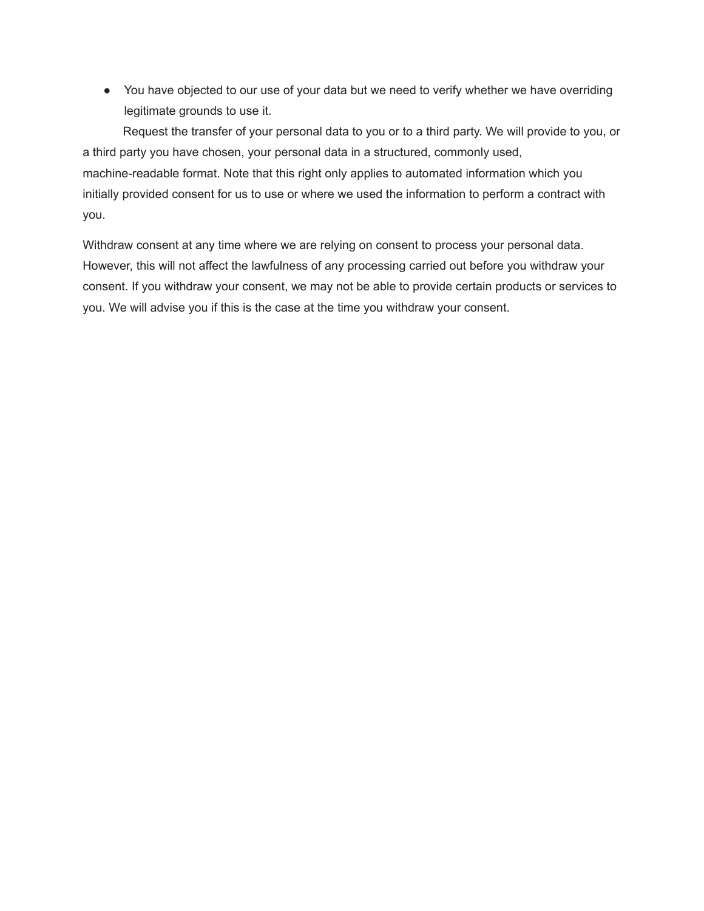- You have objected to our use of your data but we need to verify whether we have overriding legitimate grounds to use it.

Request the transfer of your personal data to you or to a third party. We will provide to you, or a third party you have chosen, your personal data in a structured, commonly used, machine-readable format. Note that this right only applies to automated information which you initially provided consent for us to use or where we used the information to perform a contract with you.

Withdraw consent at any time where we are relying on consent to process your personal data. However, this will not affect the lawfulness of any processing carried out before you withdraw your consent. If you withdraw your consent, we may not be able to provide certain products or services to you. We will advise you if this is the case at the time you withdraw your consent.